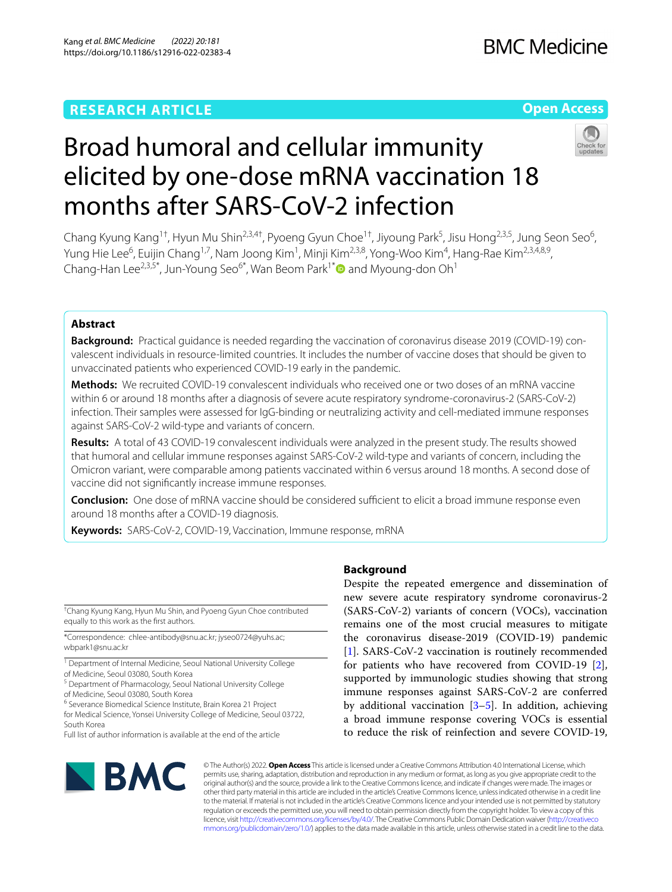RESEARCH ARTICLE

Open Access

# Broad humoral and cellular immunity elicited by one-dose mRNA vaccination 18 months after SARS-CoV-2 infection

Chang Kyung Kang[1†], Hyun Mu Shin[2,3,4†], Pyoeng Gyun Choe[1†], Jiyoung Park[5], Jisu Hong[2,3,5], Jung Seon Seo[6], Yung Hie Lee[6], Euijin Chang[1,7], Nam Joong Kim[1], Minji Kim[2,3,8], Yong-Woo Kim[4], Hang-Rae Kim[2,3,4,8,9], Chang-Han Lee[2,3,5*], Jun-Young Seo[6*], Wan Beom Park[1*] and Myoung-don Oh[1]

## Abstract

**Background:** Practical guidance is needed regarding the vaccination of coronavirus disease 2019 (COVID-19) convalescent individuals in resource-limited countries. It includes the number of vaccine doses that should be given to unvaccinated patients who experienced COVID-19 early in the pandemic.

**Methods:** We recruited COVID-19 convalescent individuals who received one or two doses of an mRNA vaccine within 6 or around 18 months after a diagnosis of severe acute respiratory syndrome-coronavirus-2 (SARS-CoV-2) infection. Their samples were assessed for IgG-binding or neutralizing activity and cell-mediated immune responses against SARS-CoV-2 wild-type and variants of concern.

**Results:** A total of 43 COVID-19 convalescent individuals were analyzed in the present study. The results showed that humoral and cellular immune responses against SARS-CoV-2 wild-type and variants of concern, including the Omicron variant, were comparable among patients vaccinated within 6 versus around 18 months. A second dose of vaccine did not significantly increase immune responses.

**Conclusion:** One dose of mRNA vaccine should be considered sufficient to elicit a broad immune response even around 18 months after a COVID-19 diagnosis.

**Keywords:** SARS-CoV-2, COVID-19, Vaccination, Immune response, mRNA

## Background

Despite the repeated emergence and dissemination of new severe acute respiratory syndrome coronavirus-2 (SARS-CoV-2) variants of concern (VOCs), vaccination remains one of the most crucial measures to mitigate the coronavirus disease-2019 (COVID-19) pandemic [1]. SARS-CoV-2 vaccination is routinely recommended for patients who have recovered from COVID-19 [2], supported by immunologic studies showing that strong immune responses against SARS-CoV-2 are conferred by additional vaccination [3–5]. In addition, achieving a broad immune response covering VOCs is essential to reduce the risk of reinfection and severe COVID-19,

†Chang Kyung Kang, Hyun Mu Shin, and Pyoeng Gyun Choe contributed equally to this work as the first authors.

*Correspondence: chlee-antibody@snu.ac.kr; jyseo0724@yuhs.ac; wbpark1@snu.ac.kr

[1] Department of Internal Medicine, Seoul National University College of Medicine, Seoul 03080, South Korea
[5] Department of Pharmacology, Seoul National University College of Medicine, Seoul 03080, South Korea
[6] Severance Biomedical Science Institute, Brain Korea 21 Project for Medical Science, Yonsei University College of Medicine, Seoul 03722, South Korea
Full list of author information is available at the end of the article

© The Author(s) 2022. **Open Access** This article is licensed under a Creative Commons Attribution 4.0 International License, which permits use, sharing, adaptation, distribution and reproduction in any medium or format, as long as you give appropriate credit to the original author(s) and the source, provide a link to the Creative Commons licence, and indicate if changes were made. The images or other third party material in this article are included in the article's Creative Commons licence, unless indicated otherwise in a credit line to the material. If material is not included in the article's Creative Commons licence and your intended use is not permitted by statutory regulation or exceeds the permitted use, you will need to obtain permission directly from the copyright holder. To view a copy of this licence, visit http://creativecommons.org/licenses/by/4.0/. The Creative Commons Public Domain Dedication waiver (http://creativecommons.org/publicdomain/zero/1.0/) applies to the data made available in this article, unless otherwise stated in a credit line to the data.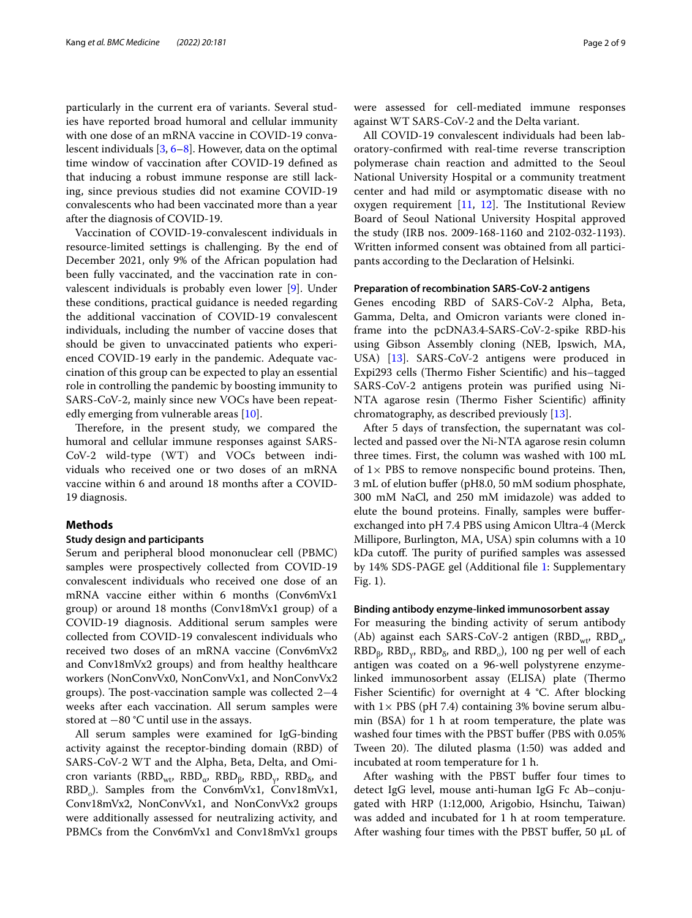particularly in the current era of variants. Several studies have reported broad humoral and cellular immunity with one dose of an mRNA vaccine in COVID-19 convalescent individuals [3, 6–8]. However, data on the optimal time window of vaccination after COVID-19 defined as that inducing a robust immune response are still lacking, since previous studies did not examine COVID-19 convalescents who had been vaccinated more than a year after the diagnosis of COVID-19.

Vaccination of COVID-19-convalescent individuals in resource-limited settings is challenging. By the end of December 2021, only 9% of the African population had been fully vaccinated, and the vaccination rate in convalescent individuals is probably even lower [9]. Under these conditions, practical guidance is needed regarding the additional vaccination of COVID-19 convalescent individuals, including the number of vaccine doses that should be given to unvaccinated patients who experienced COVID-19 early in the pandemic. Adequate vaccination of this group can be expected to play an essential role in controlling the pandemic by boosting immunity to SARS-CoV-2, mainly since new VOCs have been repeatedly emerging from vulnerable areas [10].

Therefore, in the present study, we compared the humoral and cellular immune responses against SARS-CoV-2 wild-type (WT) and VOCs between individuals who received one or two doses of an mRNA vaccine within 6 and around 18 months after a COVID-19 diagnosis.

## Methods

### Study design and participants

Serum and peripheral blood mononuclear cell (PBMC) samples were prospectively collected from COVID-19 convalescent individuals who received one dose of an mRNA vaccine either within 6 months (Conv6mVx1 group) or around 18 months (Conv18mVx1 group) of a COVID-19 diagnosis. Additional serum samples were collected from COVID-19 convalescent individuals who received two doses of an mRNA vaccine (Conv6mVx2 and Conv18mVx2 groups) and from healthy healthcare workers (NonConvVx0, NonConvVx1, and NonConvVx2 groups). The post-vaccination sample was collected 2−4 weeks after each vaccination. All serum samples were stored at −80 °C until use in the assays.

All serum samples were examined for IgG-binding activity against the receptor-binding domain (RBD) of SARS-CoV-2 WT and the Alpha, Beta, Delta, and Omicron variants ($RBD_{wt}$, $RBD_{\alpha}$, $RBD_{\beta}$, $RBD_{\gamma}$, $RBD_{\delta}$, and $RBD_{o}$). Samples from the Conv6mVx1, Conv18mVx1, Conv18mVx2, NonConvVx1, and NonConvVx2 groups were additionally assessed for neutralizing activity, and PBMCs from the Conv6mVx1 and Conv18mVx1 groups were assessed for cell-mediated immune responses against WT SARS-CoV-2 and the Delta variant.

All COVID-19 convalescent individuals had been laboratory-confirmed with real-time reverse transcription polymerase chain reaction and admitted to the Seoul National University Hospital or a community treatment center and had mild or asymptomatic disease with no oxygen requirement [11, 12]. The Institutional Review Board of Seoul National University Hospital approved the study (IRB nos. 2009-168-1160 and 2102-032-1193). Written informed consent was obtained from all participants according to the Declaration of Helsinki.

### Preparation of recombination SARS-CoV-2 antigens

Genes encoding RBD of SARS-CoV-2 Alpha, Beta, Gamma, Delta, and Omicron variants were cloned in-frame into the pcDNA3.4-SARS-CoV-2-spike RBD-his using Gibson Assembly cloning (NEB, Ipswich, MA, USA) [13]. SARS-CoV-2 antigens were produced in Expi293 cells (Thermo Fisher Scientific) and his–tagged SARS-CoV-2 antigens protein was purified using Ni-NTA agarose resin (Thermo Fisher Scientific) affinity chromatography, as described previously [13].

After 5 days of transfection, the supernatant was collected and passed over the Ni-NTA agarose resin column three times. First, the column was washed with 100 mL of 1× PBS to remove nonspecific bound proteins. Then, 3 mL of elution buffer (pH8.0, 50 mM sodium phosphate, 300 mM NaCl, and 250 mM imidazole) was added to elute the bound proteins. Finally, samples were buffer-exchanged into pH 7.4 PBS using Amicon Ultra-4 (Merck Millipore, Burlington, MA, USA) spin columns with a 10 kDa cutoff. The purity of purified samples was assessed by 14% SDS-PAGE gel (Additional file 1: Supplementary Fig. 1).

### Binding antibody enzyme-linked immunosorbent assay

For measuring the binding activity of serum antibody (Ab) against each SARS-CoV-2 antigen ($RBD_{wt}$, $RBD_{\alpha}$, $RBD_{\beta}$, $RBD_{\gamma}$, $RBD_{\delta}$, and $RBD_{o}$), 100 ng per well of each antigen was coated on a 96-well polystyrene enzyme-linked immunosorbent assay (ELISA) plate (Thermo Fisher Scientific) for overnight at 4 °C. After blocking with 1× PBS (pH 7.4) containing 3% bovine serum albumin (BSA) for 1 h at room temperature, the plate was washed four times with the PBST buffer (PBS with 0.05% Tween 20). The diluted plasma (1:50) was added and incubated at room temperature for 1 h.

After washing with the PBST buffer four times to detect IgG level, mouse anti-human IgG Fc Ab–conjugated with HRP (1:12,000, Arigobio, Hsinchu, Taiwan) was added and incubated for 1 h at room temperature. After washing four times with the PBST buffer, 50 μL of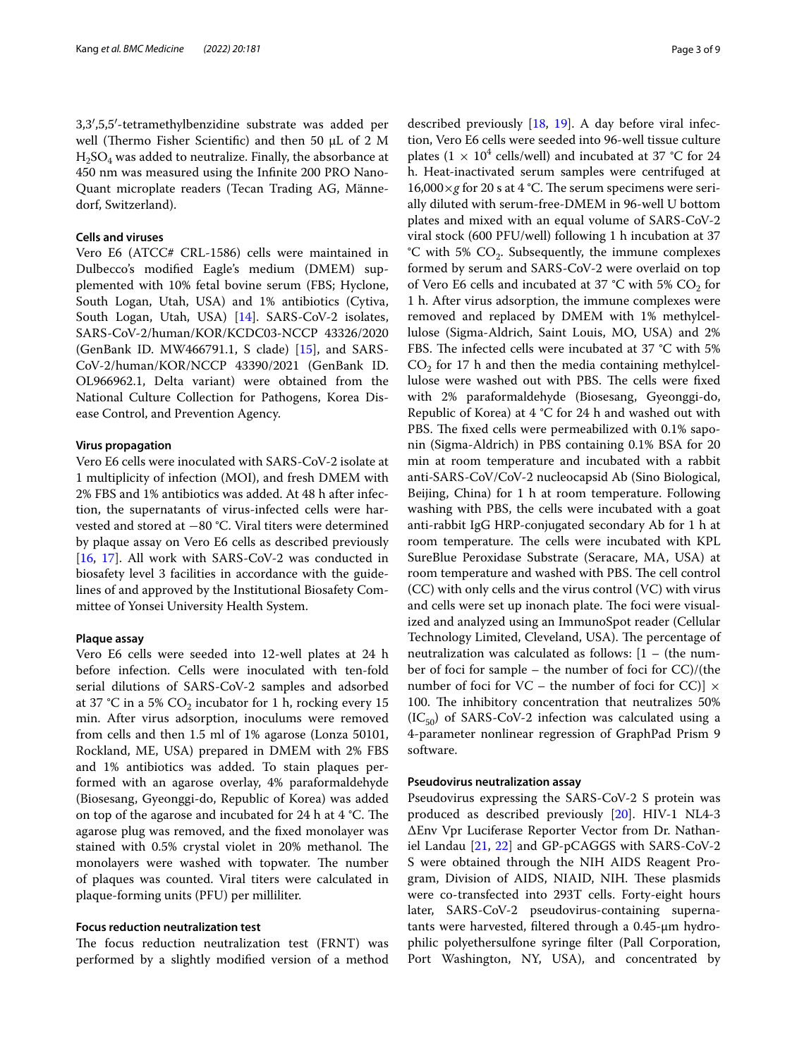3,3′,5,5′-tetramethylbenzidine substrate was added per well (Thermo Fisher Scientific) and then 50 μL of 2 M $H_2SO_4$ was added to neutralize. Finally, the absorbance at 450 nm was measured using the Infinite 200 PRO NanoQuant microplate readers (Tecan Trading AG, Männedorf, Switzerland).

### Cells and viruses

Vero E6 (ATCC# CRL-1586) cells were maintained in Dulbecco's modified Eagle's medium (DMEM) supplemented with 10% fetal bovine serum (FBS; Hyclone, South Logan, Utah, USA) and 1% antibiotics (Cytiva, South Logan, Utah, USA) [14]. SARS-CoV-2 isolates, SARS-CoV-2/human/KOR/KCDC03-NCCP 43326/2020 (GenBank ID. MW466791.1, S clade) [15], and SARS-CoV-2/human/KOR/NCCP 43390/2021 (GenBank ID. OL966962.1, Delta variant) were obtained from the National Culture Collection for Pathogens, Korea Disease Control, and Prevention Agency.

### Virus propagation

Vero E6 cells were inoculated with SARS-CoV-2 isolate at 1 multiplicity of infection (MOI), and fresh DMEM with 2% FBS and 1% antibiotics was added. At 48 h after infection, the supernatants of virus-infected cells were harvested and stored at −80 °C. Viral titers were determined by plaque assay on Vero E6 cells as described previously [16, 17]. All work with SARS-CoV-2 was conducted in biosafety level 3 facilities in accordance with the guidelines of and approved by the Institutional Biosafety Committee of Yonsei University Health System.

### Plaque assay

Vero E6 cells were seeded into 12-well plates at 24 h before infection. Cells were inoculated with ten-fold serial dilutions of SARS-CoV-2 samples and adsorbed at 37 °C in a 5% $CO_2$ incubator for 1 h, rocking every 15 min. After virus adsorption, inoculums were removed from cells and then 1.5 ml of 1% agarose (Lonza 50101, Rockland, ME, USA) prepared in DMEM with 2% FBS and 1% antibiotics was added. To stain plaques performed with an agarose overlay, 4% paraformaldehyde (Biosesang, Gyeonggi-do, Republic of Korea) was added on top of the agarose and incubated for 24 h at 4 °C. The agarose plug was removed, and the fixed monolayer was stained with 0.5% crystal violet in 20% methanol. The monolayers were washed with topwater. The number of plaques was counted. Viral titers were calculated in plaque-forming units (PFU) per milliliter.

### Focus reduction neutralization test

The focus reduction neutralization test (FRNT) was performed by a slightly modified version of a method described previously [18, 19]. A day before viral infection, Vero E6 cells were seeded into 96-well tissue culture plates ($1 \times 10^4$ cells/well) and incubated at 37 °C for 24 h. Heat-inactivated serum samples were centrifuged at 16,000×*g* for 20 s at 4 °C. The serum specimens were serially diluted with serum-free-DMEM in 96-well U bottom plates and mixed with an equal volume of SARS-CoV-2 viral stock (600 PFU/well) following 1 h incubation at 37 °C with 5% $CO_2$. Subsequently, the immune complexes formed by serum and SARS-CoV-2 were overlaid on top of Vero E6 cells and incubated at 37 °C with 5% $CO_2$ for 1 h. After virus adsorption, the immune complexes were removed and replaced by DMEM with 1% methylcellulose (Sigma-Aldrich, Saint Louis, MO, USA) and 2% FBS. The infected cells were incubated at 37 °C with 5% $CO_2$ for 17 h and then the media containing methylcellulose were washed out with PBS. The cells were fixed with 2% paraformaldehyde (Biosesang, Gyeonggi-do, Republic of Korea) at 4 °C for 24 h and washed out with PBS. The fixed cells were permeabilized with 0.1% saponin (Sigma-Aldrich) in PBS containing 0.1% BSA for 20 min at room temperature and incubated with a rabbit anti-SARS-CoV/CoV-2 nucleocapsid Ab (Sino Biological, Beijing, China) for 1 h at room temperature. Following washing with PBS, the cells were incubated with a goat anti-rabbit IgG HRP-conjugated secondary Ab for 1 h at room temperature. The cells were incubated with KPL SureBlue Peroxidase Substrate (Seracare, MA, USA) at room temperature and washed with PBS. The cell control (CC) with only cells and the virus control (VC) with virus and cells were set up inonach plate. The foci were visualized and analyzed using an ImmunoSpot reader (Cellular Technology Limited, Cleveland, USA). The percentage of neutralization was calculated as follows: [1 – (the number of foci for sample – the number of foci for CC)/(the number of foci for VC – the number of foci for CC)] × 100. The inhibitory concentration that neutralizes 50% ($IC_{50}$) of SARS-CoV-2 infection was calculated using a 4-parameter nonlinear regression of GraphPad Prism 9 software.

### Pseudovirus neutralization assay

Pseudovirus expressing the SARS-CoV-2 S protein was produced as described previously [20]. HIV-1 NL4-3 ΔEnv Vpr Luciferase Reporter Vector from Dr. Nathaniel Landau [21, 22] and GP-pCAGGS with SARS-CoV-2 S were obtained through the NIH AIDS Reagent Program, Division of AIDS, NIAID, NIH. These plasmids were co-transfected into 293T cells. Forty-eight hours later, SARS-CoV-2 pseudovirus-containing supernatants were harvested, filtered through a 0.45-μm hydrophilic polyethersulfone syringe filter (Pall Corporation, Port Washington, NY, USA), and concentrated by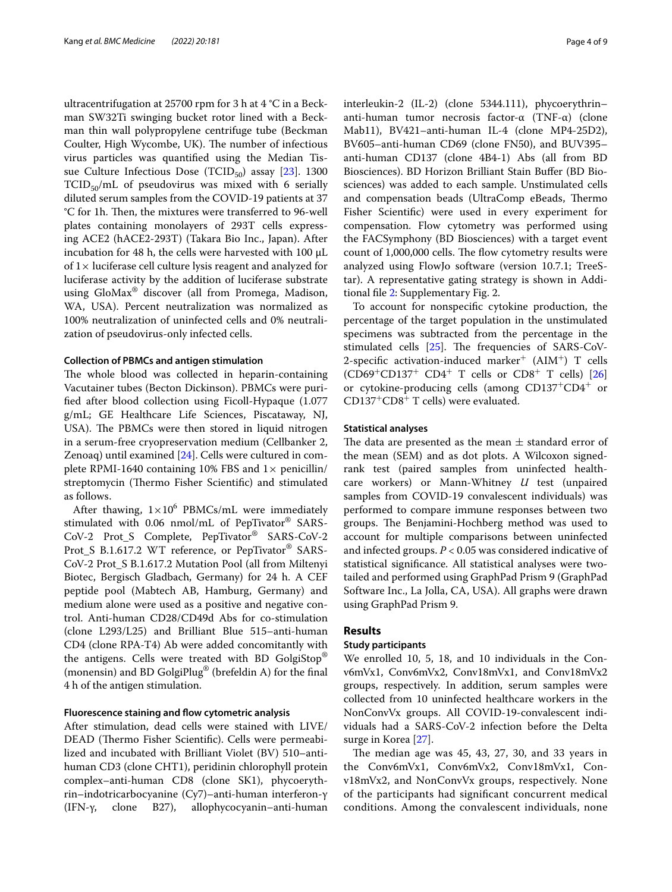ultracentrifugation at 25700 rpm for 3 h at 4 °C in a Beckman SW32Ti swinging bucket rotor lined with a Beckman thin wall polypropylene centrifuge tube (Beckman Coulter, High Wycombe, UK). The number of infectious virus particles was quantified using the Median Tissue Culture Infectious Dose ($TCID_{50}$) assay [23]. 1300 $TCID_{50}$/mL of pseudovirus was mixed with 6 serially diluted serum samples from the COVID-19 patients at 37 °C for 1h. Then, the mixtures were transferred to 96-well plates containing monolayers of 293T cells expressing ACE2 (hACE2-293T) (Takara Bio Inc., Japan). After incubation for 48 h, the cells were harvested with 100 μL of 1× luciferase cell culture lysis reagent and analyzed for luciferase activity by the addition of luciferase substrate using GloMax® discover (all from Promega, Madison, WA, USA). Percent neutralization was normalized as 100% neutralization of uninfected cells and 0% neutralization of pseudovirus-only infected cells.

### Collection of PBMCs and antigen stimulation

The whole blood was collected in heparin-containing Vacutainer tubes (Becton Dickinson). PBMCs were purified after blood collection using Ficoll-Hypaque (1.077 g/mL; GE Healthcare Life Sciences, Piscataway, NJ, USA). The PBMCs were then stored in liquid nitrogen in a serum-free cryopreservation medium (Cellbanker 2, Zenoaq) until examined [24]. Cells were cultured in complete RPMI-1640 containing 10% FBS and 1× penicillin/streptomycin (Thermo Fisher Scientific) and stimulated as follows.

After thawing, $1\times10^6$ PBMCs/mL were immediately stimulated with 0.06 nmol/mL of PepTivator® SARS-CoV-2 Prot_S Complete, PepTivator® SARS-CoV-2 Prot_S B.1.617.2 WT reference, or PepTivator® SARS-CoV-2 Prot_S B.1.617.2 Mutation Pool (all from Miltenyi Biotec, Bergisch Gladbach, Germany) for 24 h. A CEF peptide pool (Mabtech AB, Hamburg, Germany) and medium alone were used as a positive and negative control. Anti-human CD28/CD49d Abs for co-stimulation (clone L293/L25) and Brilliant Blue 515–anti-human CD4 (clone RPA-T4) Ab were added concomitantly with the antigens. Cells were treated with BD GolgiStop® (monensin) and BD GolgiPlug® (brefeldin A) for the final 4 h of the antigen stimulation.

### Fluorescence staining and flow cytometric analysis

After stimulation, dead cells were stained with LIVE/DEAD (Thermo Fisher Scientific). Cells were permeabilized and incubated with Brilliant Violet (BV) 510–anti-human CD3 (clone CHT1), peridinin chlorophyll protein complex–anti-human CD8 (clone SK1), phycoerythrin–indotricarbocyanine (Cy7)–anti-human interferon-γ (IFN-γ, clone B27), allophycocyanin–anti-human interleukin-2 (IL-2) (clone 5344.111), phycoerythrin–anti-human tumor necrosis factor-α (TNF-α) (clone Mab11), BV421–anti-human IL-4 (clone MP4-25D2), BV605–anti-human CD69 (clone FN50), and BUV395–anti-human CD137 (clone 4B4-1) Abs (all from BD Biosciences). BD Horizon Brilliant Stain Buffer (BD Biosciences) was added to each sample. Unstimulated cells and compensation beads (UltraComp eBeads, Thermo Fisher Scientific) were used in every experiment for compensation. Flow cytometry was performed using the FACSymphony (BD Biosciences) with a target event count of 1,000,000 cells. The flow cytometry results were analyzed using FlowJo software (version 10.7.1; TreeStar). A representative gating strategy is shown in Additional file 2: Supplementary Fig. 2.

To account for nonspecific cytokine production, the percentage of the target population in the unstimulated specimens was subtracted from the percentage in the stimulated cells [25]. The frequencies of SARS-CoV-2-specific activation-induced marker$^+$ (AIM$^+$) T cells ($CD69^+CD137^+$ $CD4^+$ T cells or $CD8^+$ T cells) [26] or cytokine-producing cells (among $CD137^+CD4^+$ or $CD137^+CD8^+$ T cells) were evaluated.

### Statistical analyses

The data are presented as the mean ± standard error of the mean (SEM) and as dot plots. A Wilcoxon signed-rank test (paired samples from uninfected healthcare workers) or Mann-Whitney *U* test (unpaired samples from COVID-19 convalescent individuals) was performed to compare immune responses between two groups. The Benjamini-Hochberg method was used to account for multiple comparisons between uninfected and infected groups. $P < 0.05$ was considered indicative of statistical significance. All statistical analyses were two-tailed and performed using GraphPad Prism 9 (GraphPad Software Inc., La Jolla, CA, USA). All graphs were drawn using GraphPad Prism 9.

## Results

### Study participants

We enrolled 10, 5, 18, and 10 individuals in the Conv6mVx1, Conv6mVx2, Conv18mVx1, and Conv18mVx2 groups, respectively. In addition, serum samples were collected from 10 uninfected healthcare workers in the NonConvVx groups. All COVID-19-convalescent individuals had a SARS-CoV-2 infection before the Delta surge in Korea [27].

The median age was 45, 43, 27, 30, and 33 years in the Conv6mVx1, Conv6mVx2, Conv18mVx1, Conv18mVx2, and NonConvVx groups, respectively. None of the participants had significant concurrent medical conditions. Among the convalescent individuals, none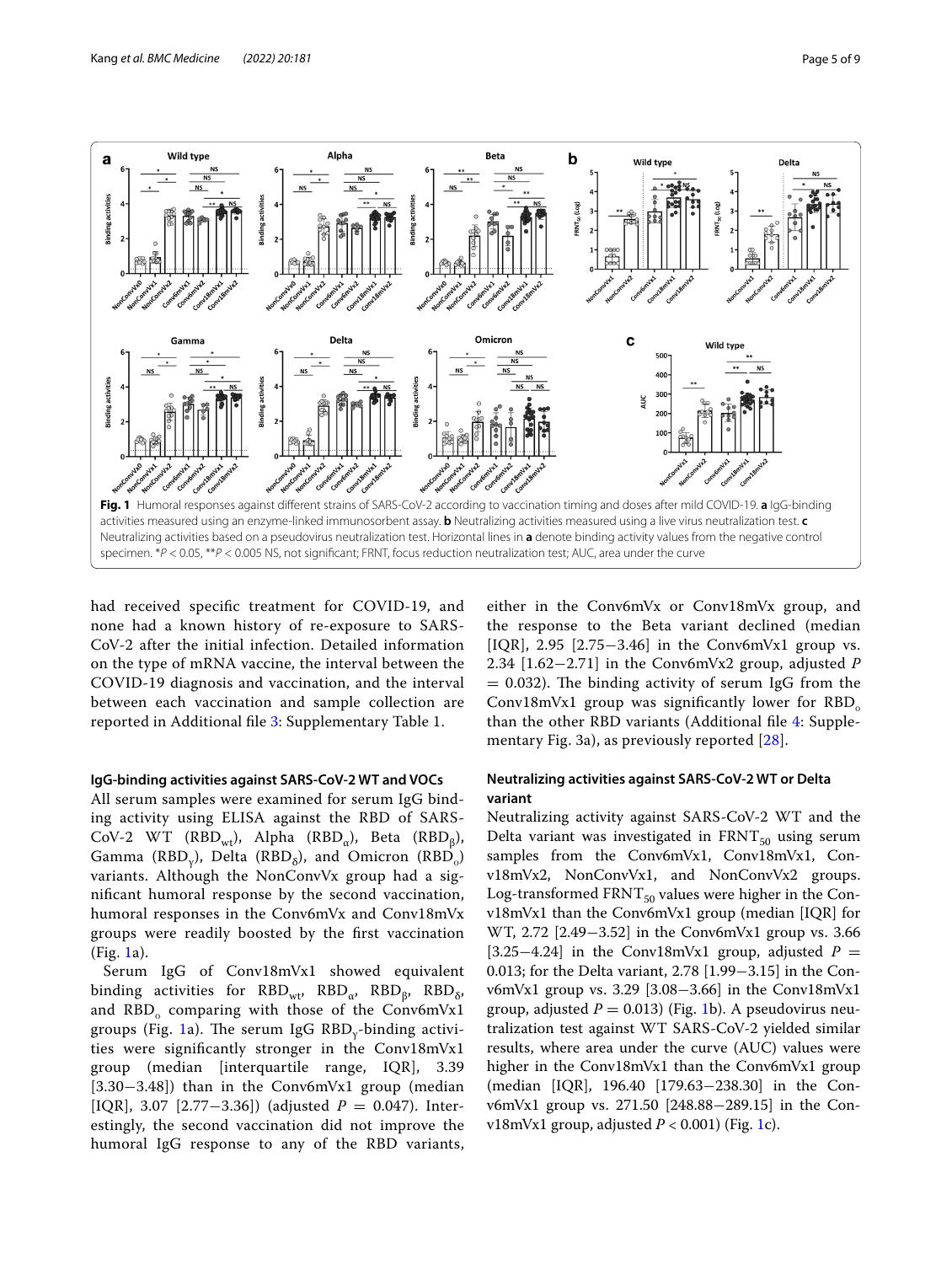Fig. 1 Humoral responses against different strains of SARS-CoV-2 according to vaccination timing and doses after mild COVID-19. **a** IgG-binding activities measured using an enzyme-linked immunosorbent assay. **b** Neutralizing activities measured using a live virus neutralization test. **c** Neutralizing activities based on a pseudovirus neutralization test. Horizontal lines in **a** denote binding activity values from the negative control specimen. *P < 0.05, **P < 0.005 NS, not significant; FRNT, focus reduction neutralization test; AUC, area under the curve

had received specific treatment for COVID-19, and none had a known history of re-exposure to SARS-CoV-2 after the initial infection. Detailed information on the type of mRNA vaccine, the interval between the COVID-19 diagnosis and vaccination, and the interval between each vaccination and sample collection are reported in Additional file 3: Supplementary Table 1.

#### IgG-binding activities against SARS-CoV-2 WT and VOCs

All serum samples were examined for serum IgG binding activity using ELISA against the RBD of SARS-CoV-2 WT ($RBD_{wt}$), Alpha ($RBD_{\alpha}$), Beta ($RBD_{\beta}$), Gamma ($RBD_{\gamma}$), Delta ($RBD_{\delta}$), and Omicron ($RBD_{o}$) variants. Although the NonConvVx group had a significant humoral response by the second vaccination, humoral responses in the Conv6mVx and Conv18mVx groups were readily boosted by the first vaccination (Fig. 1a).

Serum IgG of Conv18mVx1 showed equivalent binding activities for $RBD_{wt}$, $RBD_{\alpha}$, $RBD_{\beta}$, $RBD_{\delta}$, and $RBD_{o}$ comparing with those of the Conv6mVx1 groups (Fig. 1a). The serum IgG $RBD_{\gamma}$-binding activities were significantly stronger in the Conv18mVx1 group (median [interquartile range, IQR], 3.39 [3.30−3.48]) than in the Conv6mVx1 group (median [IQR], 3.07 [2.77−3.36]) (adjusted $P$ = 0.047). Interestingly, the second vaccination did not improve the humoral IgG response to any of the RBD variants, either in the Conv6mVx or Conv18mVx group, and the response to the Beta variant declined (median [IQR], 2.95 [2.75−3.46] in the Conv6mVx1 group vs. 2.34 [1.62−2.71] in the Conv6mVx2 group, adjusted $P$ = 0.032). The binding activity of serum IgG from the Conv18mVx1 group was significantly lower for $RBD_{o}$ than the other RBD variants (Additional file 4: Supplementary Fig. 3a), as previously reported [28].

#### Neutralizing activities against SARS-CoV-2 WT or Delta variant

Neutralizing activity against SARS-CoV-2 WT and the Delta variant was investigated in $FRNT_{50}$ using serum samples from the Conv6mVx1, Conv18mVx1, Conv18mVx2, NonConvVx1, and NonConvVx2 groups. Log-transformed $FRNT_{50}$ values were higher in the Conv18mVx1 than the Conv6mVx1 group (median [IQR] for WT, 2.72 [2.49−3.52] in the Conv6mVx1 group vs. 3.66 [3.25−4.24] in the Conv18mVx1 group, adjusted $P$ = 0.013; for the Delta variant, 2.78 [1.99−3.15] in the Conv6mVx1 group vs. 3.29 [3.08−3.66] in the Conv18mVx1 group, adjusted $P$ = 0.013) (Fig. 1b). A pseudovirus neutralization test against WT SARS-CoV-2 yielded similar results, where area under the curve (AUC) values were higher in the Conv18mVx1 than the Conv6mVx1 group (median [IQR], 196.40 [179.63−238.30] in the Conv6mVx1 group vs. 271.50 [248.88−289.15] in the Conv18mVx1 group, adjusted $P$ < 0.001) (Fig. 1c).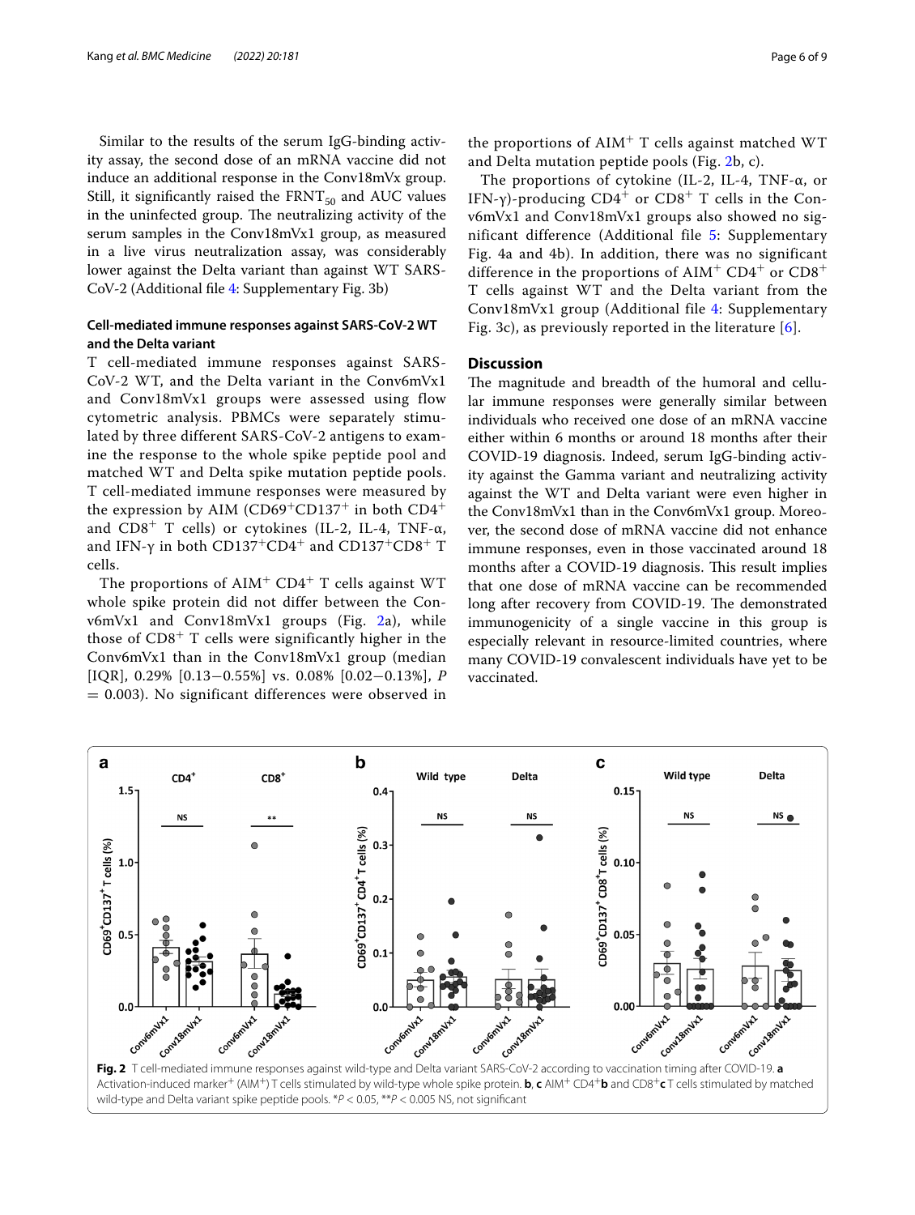Similar to the results of the serum IgG-binding activity assay, the second dose of an mRNA vaccine did not induce an additional response in the Conv18mVx group. Still, it significantly raised the $FRNT_{50}$ and AUC values in the uninfected group. The neutralizing activity of the serum samples in the Conv18mVx1 group, as measured in a live virus neutralization assay, was considerably lower against the Delta variant than against WT SARS-CoV-2 (Additional file 4: Supplementary Fig. 3b)

### Cell-mediated immune responses against SARS-CoV-2 WT and the Delta variant

T cell-mediated immune responses against SARS-CoV-2 WT, and the Delta variant in the Conv6mVx1 and Conv18mVx1 groups were assessed using flow cytometric analysis. PBMCs were separately stimulated by three different SARS-CoV-2 antigens to examine the response to the whole spike peptide pool and matched WT and Delta spike mutation peptide pools. T cell-mediated immune responses were measured by the expression by AIM ($CD69^+CD137^+$ in both $CD4^+$ and $CD8^+$ T cells) or cytokines (IL-2, IL-4, TNF-α, and IFN-γ in both $CD137^+CD4^+$ and $CD137^+CD8^+$ T cells.

The proportions of $AIM^+$ $CD4^+$ T cells against WT whole spike protein did not differ between the Conv6mVx1 and Conv18mVx1 groups (Fig. 2a), while those of $CD8^+$ T cells were significantly higher in the Conv6mVx1 than in the Conv18mVx1 group (median [IQR], 0.29% [0.13−0.55%] vs. 0.08% [0.02−0.13%], $P = 0.003$). No significant differences were observed in the proportions of $AIM^+$ T cells against matched WT and Delta mutation peptide pools (Fig. 2b, c).

The proportions of cytokine (IL-2, IL-4, TNF-α, or IFN-γ)-producing $CD4^+$ or $CD8^+$ T cells in the Conv6mVx1 and Conv18mVx1 groups also showed no significant difference (Additional file 5: Supplementary Fig. 4a and 4b). In addition, there was no significant difference in the proportions of $AIM^+$ $CD4^+$ or $CD8^+$ T cells against WT and the Delta variant from the Conv18mVx1 group (Additional file 4: Supplementary Fig. 3c), as previously reported in the literature [6].

## Discussion

The magnitude and breadth of the humoral and cellular immune responses were generally similar between individuals who received one dose of an mRNA vaccine either within 6 months or around 18 months after their COVID-19 diagnosis. Indeed, serum IgG-binding activity against the Gamma variant and neutralizing activity against the WT and Delta variant were even higher in the Conv18mVx1 than in the Conv6mVx1 group. Moreover, the second dose of mRNA vaccine did not enhance immune responses, even in those vaccinated around 18 months after a COVID-19 diagnosis. This result implies that one dose of mRNA vaccine can be recommended long after recovery from COVID-19. The demonstrated immunogenicity of a single vaccine in this group is especially relevant in resource-limited countries, where many COVID-19 convalescent individuals have yet to be vaccinated.

**Fig. 2** T cell-mediated immune responses against wild-type and Delta variant SARS-CoV-2 according to vaccination timing after COVID-19. **a** Activation-induced marker⁺ ($AIM^+$) T cells stimulated by wild-type whole spike protein. **b**, **c** $AIM^+$ $CD4^+$ **b** and $CD8^+$ **c** T cells stimulated by matched wild-type and Delta variant spike peptide pools. *$P < 0.05$, **$P < 0.005$ NS, not significant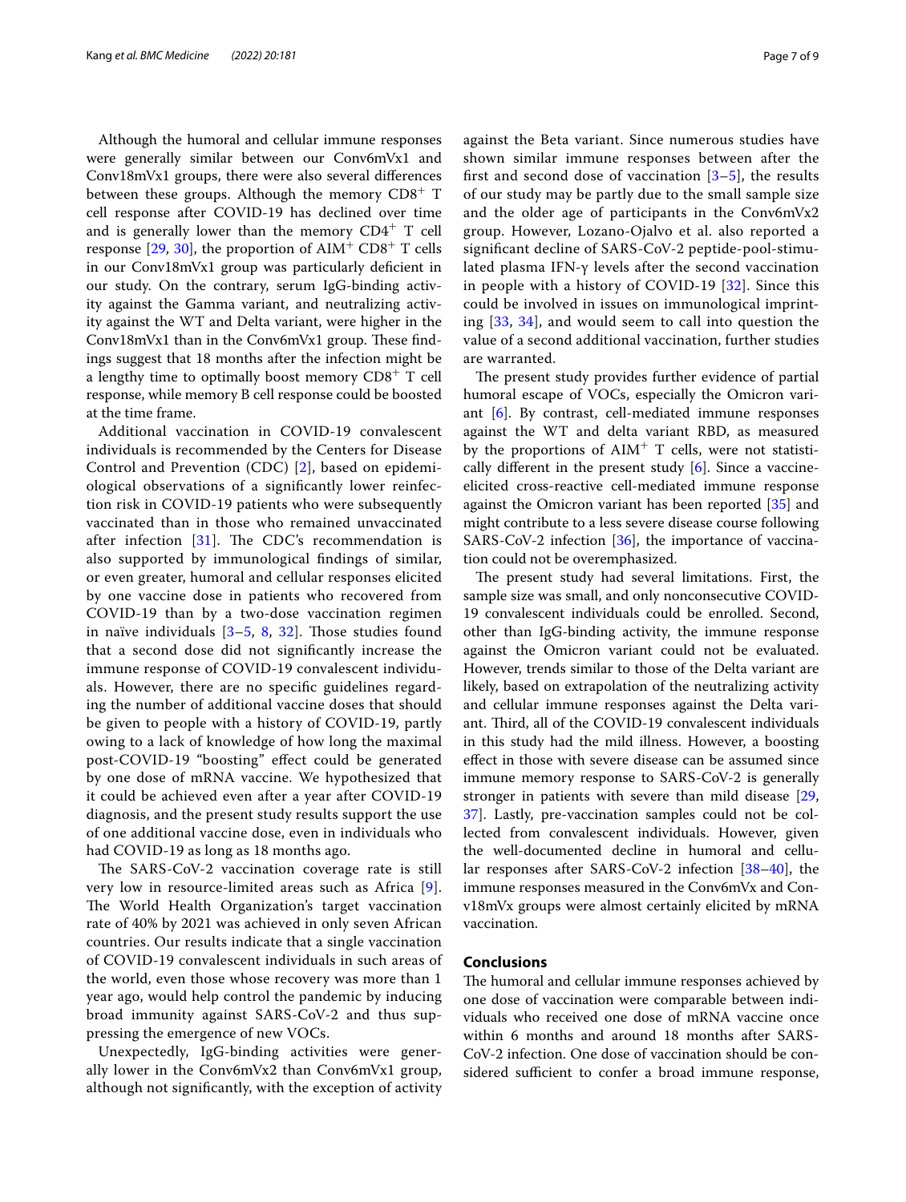Although the humoral and cellular immune responses were generally similar between our Conv6mVx1 and Conv18mVx1 groups, there were also several differences between these groups. Although the memory $CD8^+$ T cell response after COVID-19 has declined over time and is generally lower than the memory $CD4^+$ T cell response [29, 30], the proportion of $AIM^+$ $CD8^+$ T cells in our Conv18mVx1 group was particularly deficient in our study. On the contrary, serum IgG-binding activity against the Gamma variant, and neutralizing activity against the WT and Delta variant, were higher in the Conv18mVx1 than in the Conv6mVx1 group. These findings suggest that 18 months after the infection might be a lengthy time to optimally boost memory $CD8^+$ T cell response, while memory B cell response could be boosted at the time frame.

Additional vaccination in COVID-19 convalescent individuals is recommended by the Centers for Disease Control and Prevention (CDC) [2], based on epidemiological observations of a significantly lower reinfection risk in COVID-19 patients who were subsequently vaccinated than in those who remained unvaccinated after infection [31]. The CDC's recommendation is also supported by immunological findings of similar, or even greater, humoral and cellular responses elicited by one vaccine dose in patients who recovered from COVID-19 than by a two-dose vaccination regimen in naïve individuals [3–5, 8, 32]. Those studies found that a second dose did not significantly increase the immune response of COVID-19 convalescent individuals. However, there are no specific guidelines regarding the number of additional vaccine doses that should be given to people with a history of COVID-19, partly owing to a lack of knowledge of how long the maximal post-COVID-19 "boosting" effect could be generated by one dose of mRNA vaccine. We hypothesized that it could be achieved even after a year after COVID-19 diagnosis, and the present study results support the use of one additional vaccine dose, even in individuals who had COVID-19 as long as 18 months ago.

The SARS-CoV-2 vaccination coverage rate is still very low in resource-limited areas such as Africa [9]. The World Health Organization's target vaccination rate of 40% by 2021 was achieved in only seven African countries. Our results indicate that a single vaccination of COVID-19 convalescent individuals in such areas of the world, even those whose recovery was more than 1 year ago, would help control the pandemic by inducing broad immunity against SARS-CoV-2 and thus suppressing the emergence of new VOCs.

Unexpectedly, IgG-binding activities were generally lower in the Conv6mVx2 than Conv6mVx1 group, although not significantly, with the exception of activity against the Beta variant. Since numerous studies have shown similar immune responses between after the first and second dose of vaccination [3–5], the results of our study may be partly due to the small sample size and the older age of participants in the Conv6mVx2 group. However, Lozano-Ojalvo et al. also reported a significant decline of SARS-CoV-2 peptide-pool-stimulated plasma IFN-γ levels after the second vaccination in people with a history of COVID-19 [32]. Since this could be involved in issues on immunological imprinting [33, 34], and would seem to call into question the value of a second additional vaccination, further studies are warranted.

The present study provides further evidence of partial humoral escape of VOCs, especially the Omicron variant [6]. By contrast, cell-mediated immune responses against the WT and delta variant RBD, as measured by the proportions of $AIM^+$ T cells, were not statistically different in the present study [6]. Since a vaccine-elicited cross-reactive cell-mediated immune response against the Omicron variant has been reported [35] and might contribute to a less severe disease course following SARS-CoV-2 infection [36], the importance of vaccination could not be overemphasized.

The present study had several limitations. First, the sample size was small, and only nonconsecutive COVID-19 convalescent individuals could be enrolled. Second, other than IgG-binding activity, the immune response against the Omicron variant could not be evaluated. However, trends similar to those of the Delta variant are likely, based on extrapolation of the neutralizing activity and cellular immune responses against the Delta variant. Third, all of the COVID-19 convalescent individuals in this study had the mild illness. However, a boosting effect in those with severe disease can be assumed since immune memory response to SARS-CoV-2 is generally stronger in patients with severe than mild disease [29, 37]. Lastly, pre-vaccination samples could not be collected from convalescent individuals. However, given the well-documented decline in humoral and cellular responses after SARS-CoV-2 infection [38–40], the immune responses measured in the Conv6mVx and Conv18mVx groups were almost certainly elicited by mRNA vaccination.

## Conclusions

The humoral and cellular immune responses achieved by one dose of vaccination were comparable between individuals who received one dose of mRNA vaccine once within 6 months and around 18 months after SARS-CoV-2 infection. One dose of vaccination should be considered sufficient to confer a broad immune response,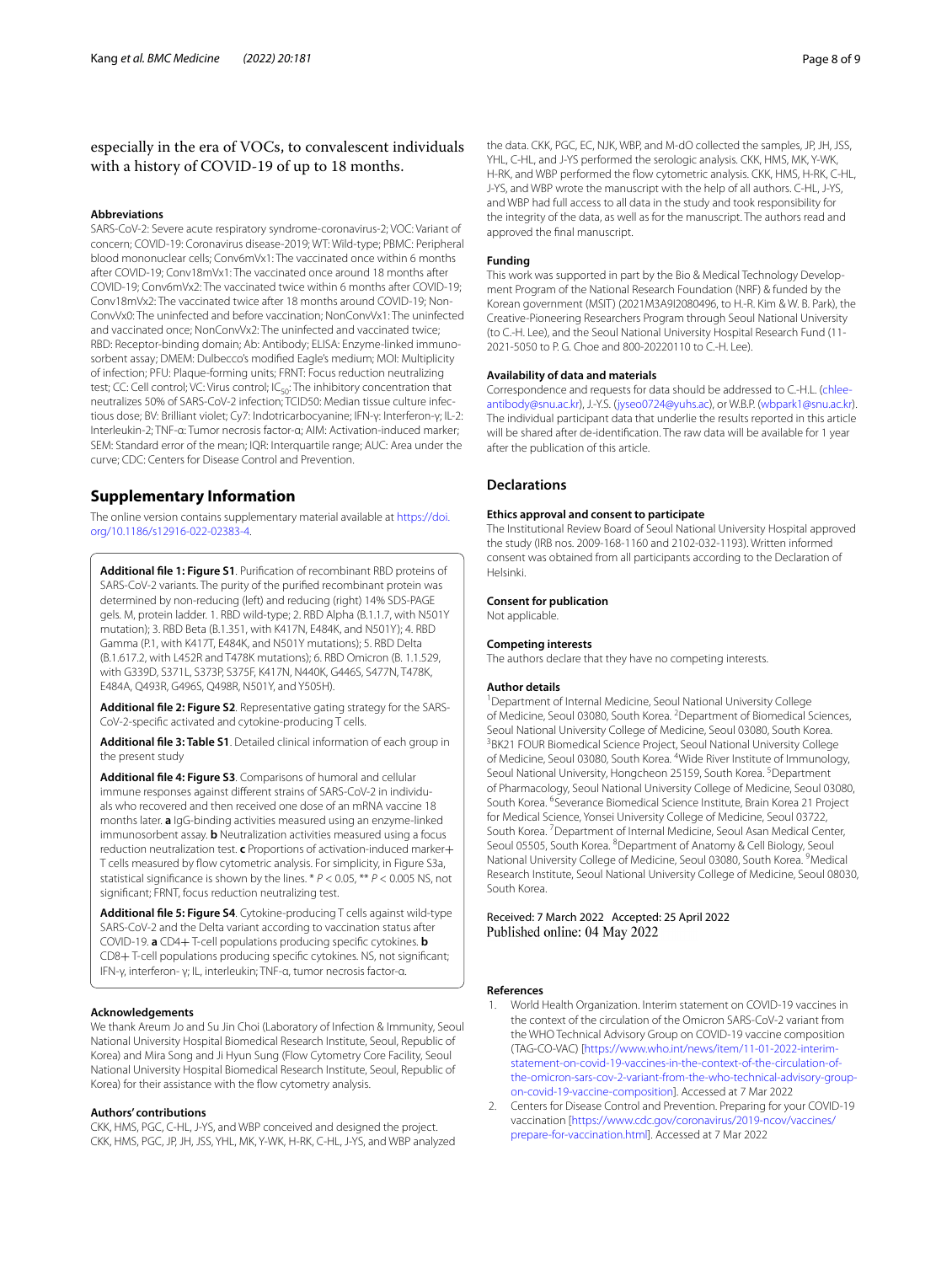especially in the era of VOCs, to convalescent individuals with a history of COVID-19 of up to 18 months.

#### Abbreviations

SARS-CoV-2: Severe acute respiratory syndrome-coronavirus-2; VOC: Variant of concern; COVID-19: Coronavirus disease-2019; WT: Wild-type; PBMC: Peripheral blood mononuclear cells; Conv6mVx1: The vaccinated once within 6 months after COVID-19; Conv18mVx1: The vaccinated once around 18 months after COVID-19; Conv6mVx2: The vaccinated twice within 6 months after COVID-19; Conv18mVx2: The vaccinated twice after 18 months around COVID-19; NonConvVx0: The uninfected and before vaccination; NonConvVx1: The uninfected and vaccinated once; NonConvVx2: The uninfected and vaccinated twice; RBD: Receptor-binding domain; Ab: Antibody; ELISA: Enzyme-linked immunosorbent assay; DMEM: Dulbecco's modified Eagle's medium; MOI: Multiplicity of infection; PFU: Plaque-forming units; FRNT: Focus reduction neutralizing test; CC: Cell control; VC: Virus control; $IC_{50}$: The inhibitory concentration that neutralizes 50% of SARS-CoV-2 infection; TCID50: Median tissue culture infectious dose; BV: Brilliant violet; Cy7: Indotricarbocyanine; IFN-γ: Interferon-γ; IL-2: Interleukin-2; TNF-α: Tumor necrosis factor-α; AIM: Activation-induced marker; SEM: Standard error of the mean; IQR: Interquartile range; AUC: Area under the curve; CDC: Centers for Disease Control and Prevention.

## Supplementary Information

The online version contains supplementary material available at https://doi.org/10.1186/s12916-022-02383-4.

**Additional file 1: Figure S1**. Purification of recombinant RBD proteins of SARS-CoV-2 variants. The purity of the purified recombinant protein was determined by non-reducing (left) and reducing (right) 14% SDS-PAGE gels. M, protein ladder. 1. RBD wild-type; 2. RBD Alpha (B.1.1.7, with N501Y mutation); 3. RBD Beta (B.1.351, with K417N, E484K, and N501Y); 4. RBD Gamma (P.1, with K417T, E484K, and N501Y mutations); 5. RBD Delta (B.1.617.2, with L452R and T478K mutations); 6. RBD Omicron (B. 1.1.529, with G339D, S371L, S373P, S375F, K417N, N440K, G446S, S477N, T478K, E484A, Q493R, G496S, Q498R, N501Y, and Y505H).

**Additional file 2: Figure S2**. Representative gating strategy for the SARS-CoV-2-specific activated and cytokine-producing T cells.

**Additional file 3: Table S1**. Detailed clinical information of each group in the present study

**Additional file 4: Figure S3**. Comparisons of humoral and cellular immune responses against different strains of SARS-CoV-2 in individuals who recovered and then received one dose of an mRNA vaccine 18 months later. **a** IgG-binding activities measured using an enzyme-linked immunosorbent assay. **b** Neutralization activities measured using a focus reduction neutralization test. **c** Proportions of activation-induced marker+ T cells measured by flow cytometric analysis. For simplicity, in Figure S3a, statistical significance is shown by the lines. * $P < 0.05$, ** $P < 0.005$ NS, not significant; FRNT, focus reduction neutralizing test.

**Additional file 5: Figure S4**. Cytokine-producing T cells against wild-type SARS-CoV-2 and the Delta variant according to vaccination status after COVID-19. **a** CD4+ T-cell populations producing specific cytokines. **b** CD8+ T-cell populations producing specific cytokines. NS, not significant; IFN-γ, interferon- γ; IL, interleukin; TNF-α, tumor necrosis factor-α.

#### Acknowledgements

We thank Areum Jo and Su Jin Choi (Laboratory of Infection & Immunity, Seoul National University Hospital Biomedical Research Institute, Seoul, Republic of Korea) and Mira Song and Ji Hyun Sung (Flow Cytometry Core Facility, Seoul National University Hospital Biomedical Research Institute, Seoul, Republic of Korea) for their assistance with the flow cytometry analysis.

#### Authors' contributions

CKK, HMS, PGC, C-HL, J-YS, and WBP conceived and designed the project. CKK, HMS, PGC, JP, JH, JSS, YHL, MK, Y-WK, H-RK, C-HL, J-YS, and WBP analyzed the data. CKK, PGC, EC, NJK, WBP, and M-dO collected the samples, JP, JH, JSS, YHL, C-HL, and J-YS performed the serologic analysis. CKK, HMS, MK, Y-WK, H-RK, and WBP performed the flow cytometric analysis. CKK, HMS, H-RK, C-HL, J-YS, and WBP wrote the manuscript with the help of all authors. C-HL, J-YS, and WBP had full access to all data in the study and took responsibility for the integrity of the data, as well as for the manuscript. The authors read and approved the final manuscript.

#### Funding

This work was supported in part by the Bio & Medical Technology Development Program of the National Research Foundation (NRF) & funded by the Korean government (MSIT) (2021M3A9I2080496, to H.-R. Kim & W. B. Park), the Creative-Pioneering Researchers Program through Seoul National University (to C.-H. Lee), and the Seoul National University Hospital Research Fund (11-2021-5050 to P. G. Choe and 800-20220110 to C.-H. Lee).

#### Availability of data and materials

Correspondence and requests for data should be addressed to C.-H.L. (chlee-antibody@snu.ac.kr), J.-Y.S. (jyseo0724@yuhs.ac), or W.B.P. (wbpark1@snu.ac.kr). The individual participant data that underlie the results reported in this article will be shared after de-identification. The raw data will be available for 1 year after the publication of this article.

## Declarations

#### Ethics approval and consent to participate

The Institutional Review Board of Seoul National University Hospital approved the study (IRB nos. 2009-168-1160 and 2102-032-1193). Written informed consent was obtained from all participants according to the Declaration of Helsinki.

#### Consent for publication

Not applicable.

#### Competing interests

The authors declare that they have no competing interests.

#### Author details

[1]Department of Internal Medicine, Seoul National University College of Medicine, Seoul 03080, South Korea. [2]Department of Biomedical Sciences, Seoul National University College of Medicine, Seoul 03080, South Korea. [3]BK21 FOUR Biomedical Science Project, Seoul National University College of Medicine, Seoul 03080, South Korea. [4]Wide River Institute of Immunology, Seoul National University, Hongcheon 25159, South Korea. [5]Department of Pharmacology, Seoul National University College of Medicine, Seoul 03080, South Korea. [6]Severance Biomedical Science Institute, Brain Korea 21 Project for Medical Science, Yonsei University College of Medicine, Seoul 03722, South Korea. [7]Department of Internal Medicine, Seoul Asan Medical Center, Seoul 05505, South Korea. [8]Department of Anatomy & Cell Biology, Seoul National University College of Medicine, Seoul 03080, South Korea. [9]Medical Research Institute, Seoul National University College of Medicine, Seoul 08030, South Korea.

Received: 7 March 2022 Accepted: 25 April 2022
Published online: 04 May 2022

#### References

1. World Health Organization. Interim statement on COVID-19 vaccines in the context of the circulation of the Omicron SARS-CoV-2 variant from the WHO Technical Advisory Group on COVID-19 vaccine composition (TAG-CO-VAC) [https://www.who.int/news/item/11-01-2022-interim-statement-on-covid-19-vaccines-in-the-context-of-the-circulation-of-the-omicron-sars-cov-2-variant-from-the-who-technical-advisory-group-on-covid-19-vaccine-composition]. Accessed at 7 Mar 2022
2. Centers for Disease Control and Prevention. Preparing for your COVID-19 vaccination [https://www.cdc.gov/coronavirus/2019-ncov/vaccines/prepare-for-vaccination.html]. Accessed at 7 Mar 2022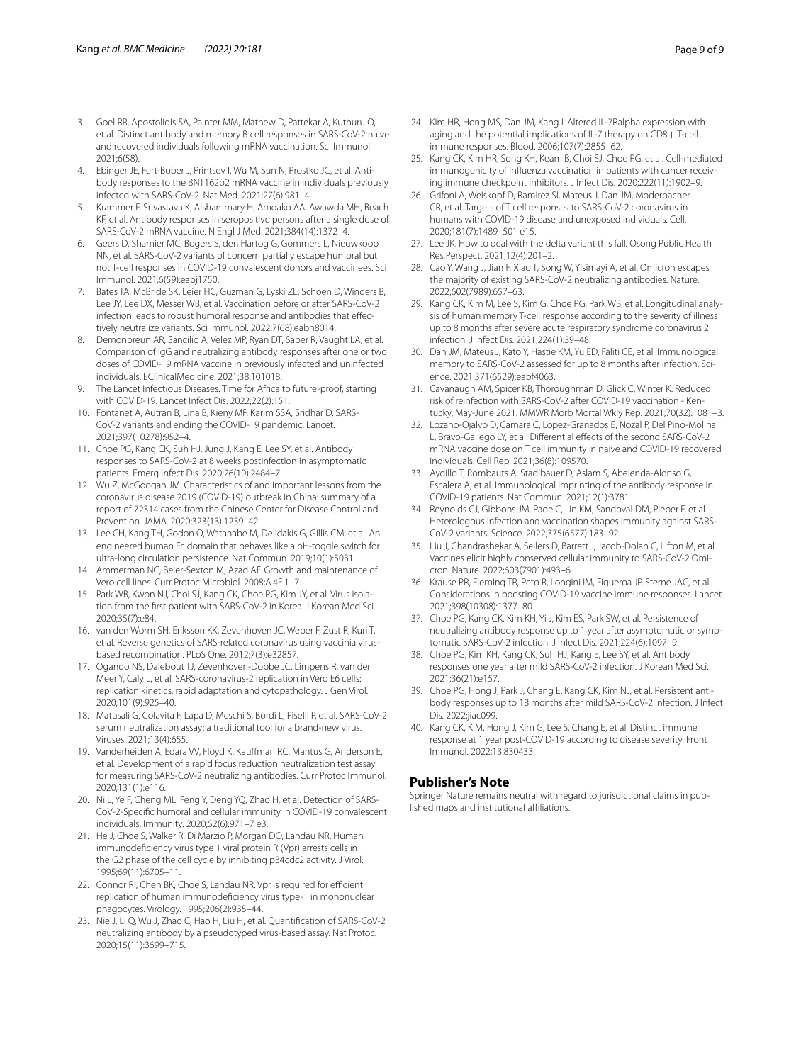3. Goel RR, Apostolidis SA, Painter MM, Mathew D, Pattekar A, Kuthuru O, et al. Distinct antibody and memory B cell responses in SARS-CoV-2 naive and recovered individuals following mRNA vaccination. Sci Immunol. 2021;6(58).
4. Ebinger JE, Fert-Bober J, Printsev I, Wu M, Sun N, Prostko JC, et al. Antibody responses to the BNT162b2 mRNA vaccine in individuals previously infected with SARS-CoV-2. Nat Med. 2021;27(6):981–4.
5. Krammer F, Srivastava K, Alshammary H, Amoako AA, Awawda MH, Beach KF, et al. Antibody responses in seropositive persons after a single dose of SARS-CoV-2 mRNA vaccine. N Engl J Med. 2021;384(14):1372–4.
6. Geers D, Shamier MC, Bogers S, den Hartog G, Gommers L, Nieuwkoop NN, et al. SARS-CoV-2 variants of concern partially escape humoral but not T-cell responses in COVID-19 convalescent donors and vaccinees. Sci Immunol. 2021;6(59):eabj1750.
7. Bates TA, McBride SK, Leier HC, Guzman G, Lyski ZL, Schoen D, Winders B, Lee JY, Lee DX, Messer WB, et al. Vaccination before or after SARS-CoV-2 infection leads to robust humoral response and antibodies that effectively neutralize variants. Sci Immunol. 2022;7(68):eabn8014.
8. Demonbreun AR, Sancilio A, Velez MP, Ryan DT, Saber R, Vaught LA, et al. Comparison of IgG and neutralizing antibody responses after one or two doses of COVID-19 mRNA vaccine in previously infected and uninfected individuals. EClinicalMedicine. 2021;38:101018.
9. The Lancet Infectious Diseases. Time for Africa to future-proof, starting with COVID-19. Lancet Infect Dis. 2022;22(2):151.
10. Fontanet A, Autran B, Lina B, Kieny MP, Karim SSA, Sridhar D. SARS-CoV-2 variants and ending the COVID-19 pandemic. Lancet. 2021;397(10278):952–4.
11. Choe PG, Kang CK, Suh HJ, Jung J, Kang E, Lee SY, et al. Antibody responses to SARS-CoV-2 at 8 weeks postinfection in asymptomatic patients. Emerg Infect Dis. 2020;26(10):2484–7.
12. Wu Z, McGoogan JM. Characteristics of and important lessons from the coronavirus disease 2019 (COVID-19) outbreak in China: summary of a report of 72314 cases from the Chinese Center for Disease Control and Prevention. JAMA. 2020;323(13):1239–42.
13. Lee CH, Kang TH, Godon O, Watanabe M, Delidakis G, Gillis CM, et al. An engineered human Fc domain that behaves like a pH-toggle switch for ultra-long circulation persistence. Nat Commun. 2019;10(1):5031.
14. Ammerman NC, Beier-Sexton M, Azad AF. Growth and maintenance of Vero cell lines. Curr Protoc Microbiol. 2008;A.4E.1–7.
15. Park WB, Kwon NJ, Choi SJ, Kang CK, Choe PG, Kim JY, et al. Virus isolation from the first patient with SARS-CoV-2 in Korea. J Korean Med Sci. 2020;35(7):e84.
16. van den Worm SH, Eriksson KK, Zevenhoven JC, Weber F, Zust R, Kuri T, et al. Reverse genetics of SARS-related coronavirus using vaccinia virus-based recombination. PLoS One. 2012;7(3):e32857.
17. Ogando NS, Dalebout TJ, Zevenhoven-Dobbe JC, Limpens R, van der Meer Y, Caly L, et al. SARS-coronavirus-2 replication in Vero E6 cells: replication kinetics, rapid adaptation and cytopathology. J Gen Virol. 2020;101(9):925–40.
18. Matusali G, Colavita F, Lapa D, Meschi S, Bordi L, Piselli P, et al. SARS-CoV-2 serum neutralization assay: a traditional tool for a brand-new virus. Viruses. 2021;13(4):655.
19. Vanderheiden A, Edara VV, Floyd K, Kauffman RC, Mantus G, Anderson E, et al. Development of a rapid focus reduction neutralization test assay for measuring SARS-CoV-2 neutralizing antibodies. Curr Protoc Immunol. 2020;131(1):e116.
20. Ni L, Ye F, Cheng ML, Feng Y, Deng YQ, Zhao H, et al. Detection of SARS-CoV-2-Specific humoral and cellular immunity in COVID-19 convalescent individuals. Immunity. 2020;52(6):971–7 e3.
21. He J, Choe S, Walker R, Di Marzio P, Morgan DO, Landau NR. Human immunodeficiency virus type 1 viral protein R (Vpr) arrests cells in the G2 phase of the cell cycle by inhibiting p34cdc2 activity. J Virol. 1995;69(11):6705–11.
22. Connor RI, Chen BK, Choe S, Landau NR. Vpr is required for efficient replication of human immunodeficiency virus type-1 in mononuclear phagocytes. Virology. 1995;206(2):935–44.
23. Nie J, Li Q, Wu J, Zhao C, Hao H, Liu H, et al. Quantification of SARS-CoV-2 neutralizing antibody by a pseudotyped virus-based assay. Nat Protoc. 2020;15(11):3699–715.
24. Kim HR, Hong MS, Dan JM, Kang I. Altered IL-7Ralpha expression with aging and the potential implications of IL-7 therapy on CD8+ T-cell immune responses. Blood. 2006;107(7):2855–62.
25. Kang CK, Kim HR, Song KH, Keam B, Choi SJ, Choe PG, et al. Cell-mediated immunogenicity of influenza vaccination in patients with cancer receiving immune checkpoint inhibitors. J Infect Dis. 2020;222(11):1902–9.
26. Grifoni A, Weiskopf D, Ramirez SI, Mateus J, Dan JM, Moderbacher CR, et al. Targets of T cell responses to SARS-CoV-2 coronavirus in humans with COVID-19 disease and unexposed individuals. Cell. 2020;181(7):1489–501 e15.
27. Lee JK. How to deal with the delta variant this fall. Osong Public Health Res Perspect. 2021;12(4):201–2.
28. Cao Y, Wang J, Jian F, Xiao T, Song W, Yisimayi A, et al. Omicron escapes the majority of existing SARS-CoV-2 neutralizing antibodies. Nature. 2022;602(7989):657–63.
29. Kang CK, Kim M, Lee S, Kim G, Choe PG, Park WB, et al. Longitudinal analysis of human memory T-cell response according to the severity of illness up to 8 months after severe acute respiratory syndrome coronavirus 2 infection. J Infect Dis. 2021;224(1):39–48.
30. Dan JM, Mateus J, Kato Y, Hastie KM, Yu ED, Faliti CE, et al. Immunological memory to SARS-CoV-2 assessed for up to 8 months after infection. Science. 2021;371(6529):eabf4063.
31. Cavanaugh AM, Spicer KB, Thoroughman D, Glick C, Winter K. Reduced risk of reinfection with SARS-CoV-2 after COVID-19 vaccination - Kentucky, May-June 2021. MMWR Morb Mortal Wkly Rep. 2021;70(32):1081–3.
32. Lozano-Ojalvo D, Camara C, Lopez-Granados E, Nozal P, Del Pino-Molina L, Bravo-Gallego LY, et al. Differential effects of the second SARS-CoV-2 mRNA vaccine dose on T cell immunity in naive and COVID-19 recovered individuals. Cell Rep. 2021;36(8):109570.
33. Aydillo T, Rombauts A, Stadlbauer D, Aslam S, Abelenda-Alonso G, Escalera A, et al. Immunological imprinting of the antibody response in COVID-19 patients. Nat Commun. 2021;12(1):3781.
34. Reynolds CJ, Gibbons JM, Pade C, Lin KM, Sandoval DM, Pieper F, et al. Heterologous infection and vaccination shapes immunity against SARS-CoV-2 variants. Science. 2022;375(6577):183–92.
35. Liu J, Chandrashekar A, Sellers D, Barrett J, Jacob-Dolan C, Lifton M, et al. Vaccines elicit highly conserved cellular immunity to SARS-CoV-2 Omicron. Nature. 2022;603(7901):493–6.
36. Krause PR, Fleming TR, Peto R, Longini IM, Figueroa JP, Sterne JAC, et al. Considerations in boosting COVID-19 vaccine immune responses. Lancet. 2021;398(10308):1377–80.
37. Choe PG, Kang CK, Kim KH, Yi J, Kim ES, Park SW, et al. Persistence of neutralizing antibody response up to 1 year after asymptomatic or symptomatic SARS-CoV-2 infection. J Infect Dis. 2021;224(6):1097–9.
38. Choe PG, Kim KH, Kang CK, Suh HJ, Kang E, Lee SY, et al. Antibody responses one year after mild SARS-CoV-2 infection. J Korean Med Sci. 2021;36(21):e157.
39. Choe PG, Hong J, Park J, Chang E, Kang CK, Kim NJ, et al. Persistent antibody responses up to 18 months after mild SARS-CoV-2 infection. J Infect Dis. 2022;jiac099.
40. Kang CK, K M, Hong J, Kim G, Lee S, Chang E, et al. Distinct immune response at 1 year post-COVID-19 according to disease severity. Front Immunol. 2022;13:830433.

## Publisher's Note

Springer Nature remains neutral with regard to jurisdictional claims in published maps and institutional affiliations.